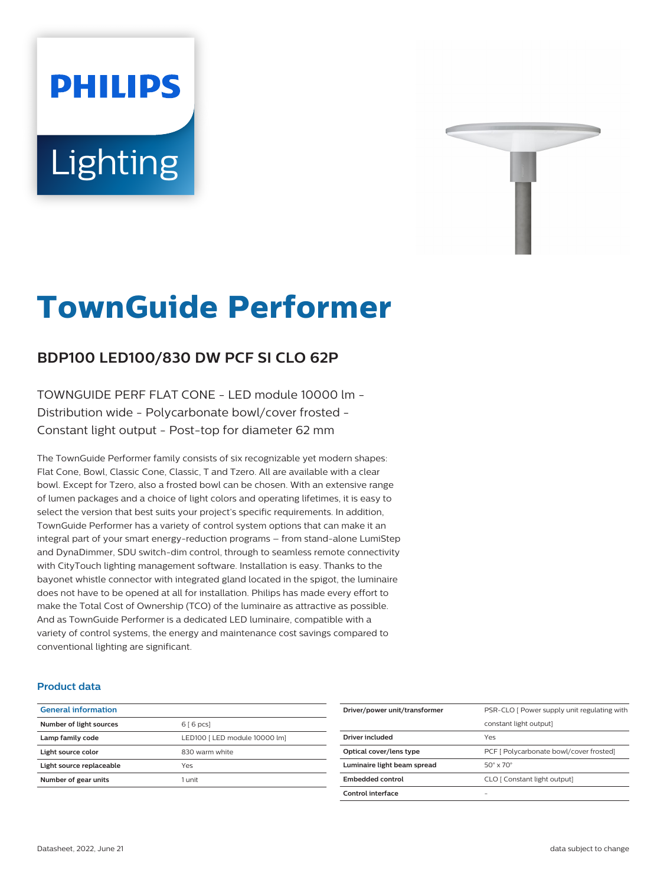PHILIPS

Lighting

# TownGuide Performer

## BDP100 LED100/830 DW PCF SI CLO 62P

TOWNGUIDE PERF FLAT CONE - LED module 10000 lm - Distribution wide - Polycarbonate bowl/cover frosted - Constant light output - Post-top for diameter 62 mm

The TownGuide Performer family consists of six recognizable yet modern shapes: Flat Cone, Bowl, Classic Cone, Classic, T and Tzero. All are available with a clear bowl. Except for Tzero, also a frosted bowl can be chosen. With an extensive range of lumen packages and a choice of light colors and operating lifetimes, it is easy to select the version that best suits your project's specific requirements. In addition, TownGuide Performer has a variety of control system options that can make it an integral part of your smart energy-reduction programs – from stand-alone LumiStep and DynaDimmer, SDU switch-dim control, through to seamless remote connectivity with CityTouch lighting management software. Installation is easy. Thanks to the bayonet whistle connector with integrated gland located in the spigot, the luminaire does not have to be opened at all for installation. Philips has made every effort to make the Total Cost of Ownership (TCO) of the luminaire as attractive as possible. And as TownGuide Performer is a dedicated LED luminaire, compatible with a variety of control systems, the energy and maintenance cost savings compared to conventional lighting are significant.

### Product data

| General information | |
|---|---|
| Number of light sources | 6 [ 6 pcs] |
| Lamp family code | LED100 [ LED module 10000 lm] |
| Light source color | 830 warm white |
| Light source replaceable | Yes |
| Number of gear units | 1 unit |
| Driver/power unit/transformer | PSR-CLO [ Power supply unit regulating with constant light output] |
| Driver included | Yes |
| Optical cover/lens type | PCF [ Polycarbonate bowl/cover frosted] |
| Luminaire light beam spread | 50° x 70° |
| Embedded control | CLO [ Constant light output] |
| Control interface | - |

Datasheet, 2022, June 21 data subject to change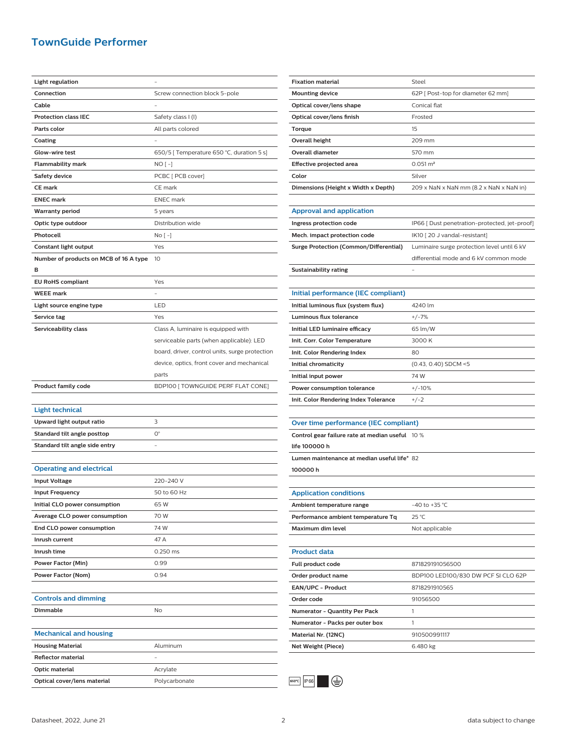# TownGuide Performer

| | |
|---|---|
| **Light regulation** | - |
| **Connection** | Screw connection block 5-pole |
| **Cable** | - |
| **Protection class IEC** | Safety class I (I) |
| **Parts color** | All parts colored |
| **Coating** | - |
| **Glow-wire test** | 650/5 [ Temperature 650 °C, duration 5 s] |
| **Flammability mark** | NO [ -] |
| **Safety device** | PCBC [ PCB cover] |
| **CE mark** | CE mark |
| **ENEC mark** | ENEC mark |
| **Warranty period** | 5 years |
| **Optic type outdoor** | Distribution wide |
| **Photocell** | No [ -] |
| **Constant light output** | Yes |
| **Number of products on MCB of 16 A type B** | 10 |
| **EU RoHS compliant** | Yes |
| **WEEE mark** | - |
| **Light source engine type** | LED |
| **Service tag** | Yes |
| **Serviceability class** | Class A, luminaire is equipped with serviceable parts (when applicable): LED board, driver, control units, surge protection device, optics, front cover and mechanical parts |
| **Product family code** | BDP100 [ TOWNGUIDE PERF FLAT CONE] |

## Light technical

| | |
|---|---|
| **Upward light output ratio** | 3 |
| **Standard tilt angle posttop** | 0° |
| **Standard tilt angle side entry** | - |

## Operating and electrical

| | |
|---|---|
| **Input Voltage** | 220-240 V |
| **Input Frequency** | 50 to 60 Hz |
| **Initial CLO power consumption** | 65 W |
| **Average CLO power consumption** | 70 W |
| **End CLO power consumption** | 74 W |
| **Inrush current** | 47 A |
| **Inrush time** | 0.250 ms |
| **Power Factor (Min)** | 0.99 |
| **Power Factor (Nom)** | 0.94 |

## Controls and dimming

| | |
|---|---|
| **Dimmable** | No |

## Mechanical and housing

| | |
|---|---|
| **Housing Material** | Aluminum |
| **Reflector material** | - |
| **Optic material** | Acrylate |
| **Optical cover/lens material** | Polycarbonate |
| **Fixation material** | Steel |
| **Mounting device** | 62P [ Post-top for diameter 62 mm] |
| **Optical cover/lens shape** | Conical flat |
| **Optical cover/lens finish** | Frosted |
| **Torque** | 15 |
| **Overall height** | 209 mm |
| **Overall diameter** | 570 mm |
| **Effective projected area** | 0.051 m² |
| **Color** | Silver |
| **Dimensions (Height x Width x Depth)** | 209 x NaN x NaN mm (8.2 x NaN x NaN in) |

## Approval and application

| | |
|---|---|
| **Ingress protection code** | IP66 [ Dust penetration-protected, jet-proof] |
| **Mech. impact protection code** | IK10 [ 20 J vandal-resistant] |
| **Surge Protection (Common/Differential)** | Luminaire surge protection level until 6 kV differential mode and 6 kV common mode |
| **Sustainability rating** | - |

## Initial performance (IEC compliant)

| | |
|---|---|
| **Initial luminous flux (system flux)** | 4240 lm |
| **Luminous flux tolerance** | +/-7% |
| **Initial LED luminaire efficacy** | 65 lm/W |
| **Init. Corr. Color Temperature** | 3000 K |
| **Init. Color Rendering Index** | 80 |
| **Initial chromaticity** | (0.43, 0.40) SDCM <5 |
| **Initial input power** | 74 W |
| **Power consumption tolerance** | +/-10% |
| **Init. Color Rendering Index Tolerance** | +/-2 |

## Over time performance (IEC compliant)

| | |
|---|---|
| **Control gear failure rate at median useful life 100000 h** | 10 % |
| **Lumen maintenance at median useful life* 100000 h** | 82 |

## Application conditions

| | |
|---|---|
| **Ambient temperature range** | -40 to +35 °C |
| **Performance ambient temperature Tq** | 25 °C |
| **Maximum dim level** | Not applicable |

## Product data

| | |
|---|---|
| **Full product code** | 871829191056500 |
| **Order product name** | BDP100 LED100/830 DW PCF SI CLO 62P |
| **EAN/UPC - Product** | 8718291910565 |
| **Order code** | 91056500 |
| **Numerator - Quantity Per Pack** | 1 |
| **Numerator - Packs per outer box** | 1 |
| **Material Nr. (12NC)** | 910500991117 |
| **Net Weight (Piece)** | 6.480 kg |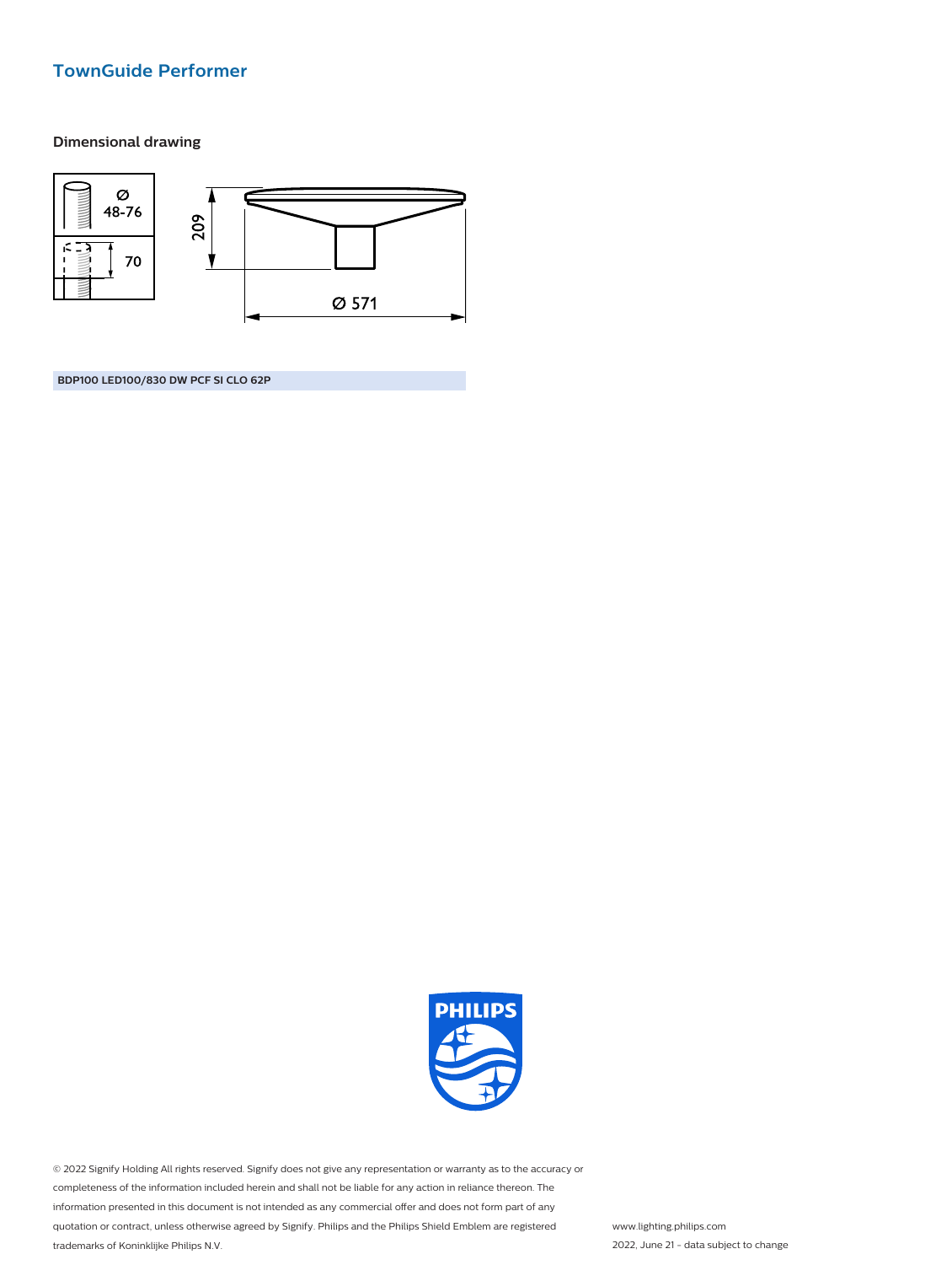## TownGuide Performer

### Dimensional drawing

Ø
48-76

70

209

Ø 571

**BDP100 LED100/830 DW PCF SI CLO 62P**

© 2022 Signify Holding All rights reserved. Signify does not give any representation or warranty as to the accuracy or completeness of the information included herein and shall not be liable for any action in reliance thereon. The information presented in this document is not intended as any commercial offer and does not form part of any quotation or contract, unless otherwise agreed by Signify. Philips and the Philips Shield Emblem are registered trademarks of Koninklijke Philips N.V.

www.lighting.philips.com

2022, June 21 - data subject to change